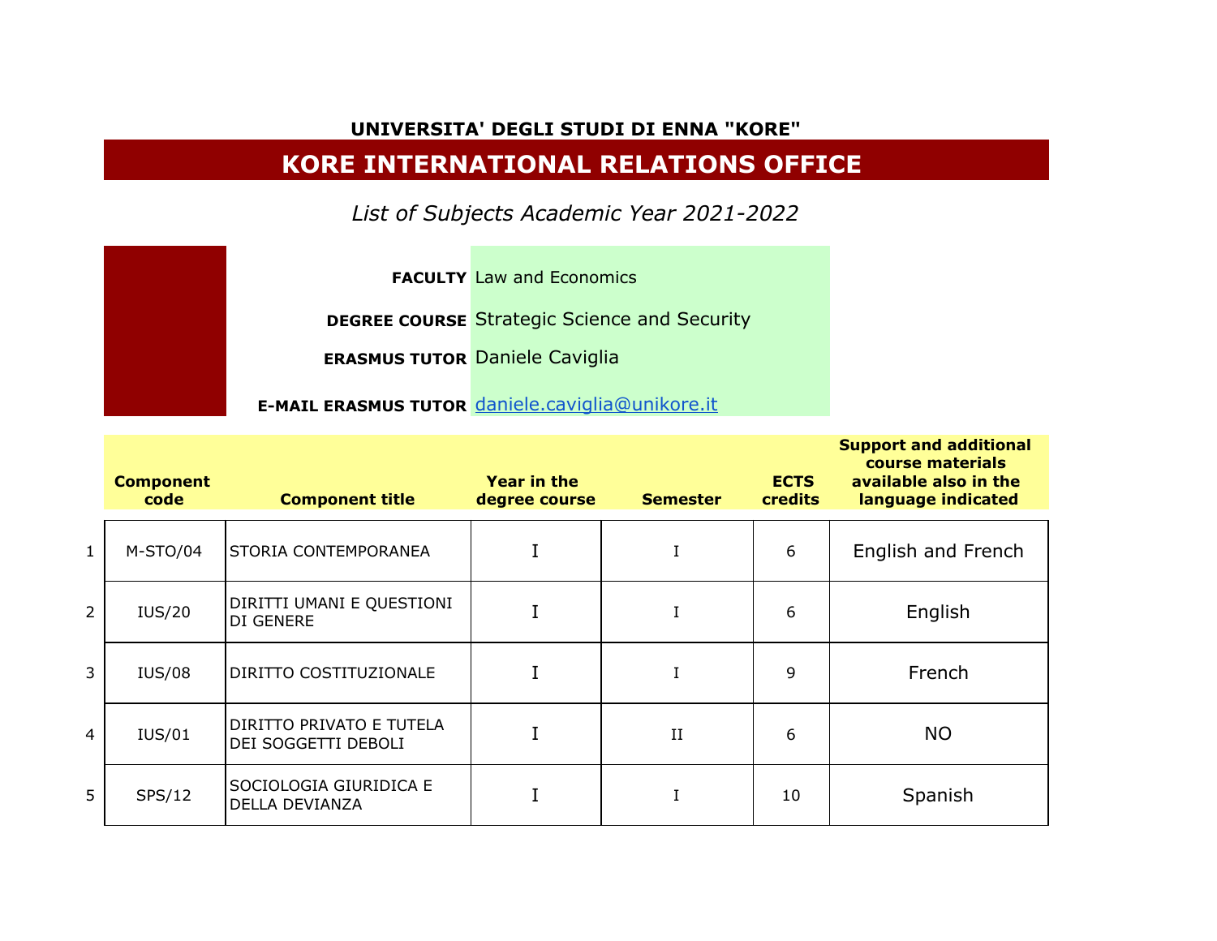**UNIVERSITA' DEGLI STUDI DI ENNA "KORE"**

# KORE INTERNATIONAL RELATIONS OFFICE

*List of Subjects Academic Year 2021-2022*

| | |
|---|---|
| **FACULTY** | Law and Economics |
| **DEGREE COURSE** | Strategic Science and Security |
| **ERASMUS TUTOR** | Daniele Caviglia |
| **E-MAIL ERASMUS TUTOR** | daniele.caviglia@unikore.it |

| | Component code | Component title | Year in the degree course | Semester | ECTS credits | Support and additional course materials available also in the language indicated |
|---|---|---|---|---|---|---|
| 1 | M-STO/04 | STORIA CONTEMPORANEA | I | I | 6 | English and French |
| 2 | IUS/20 | DIRITTI UMANI E QUESTIONI DI GENERE | I | I | 6 | English |
| 3 | IUS/08 | DIRITTO COSTITUZIONALE | I | I | 9 | French |
| 4 | IUS/01 | DIRITTO PRIVATO E TUTELA DEI SOGGETTI DEBOLI | I | II | 6 | NO |
| 5 | SPS/12 | SOCIOLOGIA GIURIDICA E DELLA DEVIANZA | I | I | 10 | Spanish |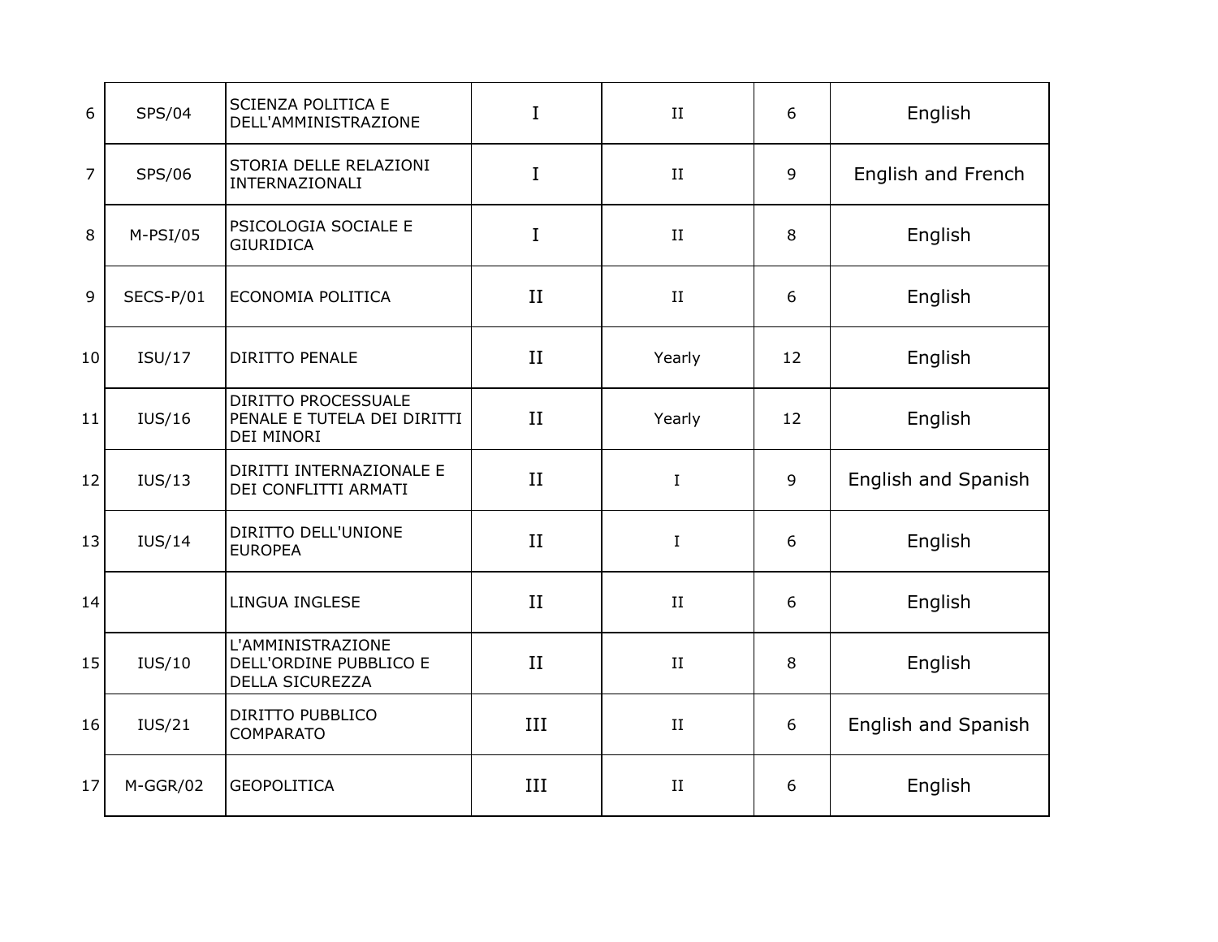| | | | | | | |
|---|---|---|---|---|---|---|
| 6 | SPS/04 | SCIENZA POLITICA E DELL'AMMINISTRAZIONE | I | II | 6 | English |
| 7 | SPS/06 | STORIA DELLE RELAZIONI INTERNAZIONALI | I | II | 9 | English and French |
| 8 | M-PSI/05 | PSICOLOGIA SOCIALE E GIURIDICA | I | II | 8 | English |
| 9 | SECS-P/01 | ECONOMIA POLITICA | II | II | 6 | English |
| 10 | ISU/17 | DIRITTO PENALE | II | Yearly | 12 | English |
| 11 | IUS/16 | DIRITTO PROCESSUALE PENALE E TUTELA DEI DIRITTI DEI MINORI | II | Yearly | 12 | English |
| 12 | IUS/13 | DIRITTI INTERNAZIONALE E DEI CONFLITTI ARMATI | II | I | 9 | English and Spanish |
| 13 | IUS/14 | DIRITTO DELL'UNIONE EUROPEA | II | I | 6 | English |
| 14 | | LINGUA INGLESE | II | II | 6 | English |
| 15 | IUS/10 | L'AMMINISTRAZIONE DELL'ORDINE PUBBLICO E DELLA SICUREZZA | II | II | 8 | English |
| 16 | IUS/21 | DIRITTO PUBBLICO COMPARATO | III | II | 6 | English and Spanish |
| 17 | M-GGR/02 | GEOPOLITICA | III | II | 6 | English |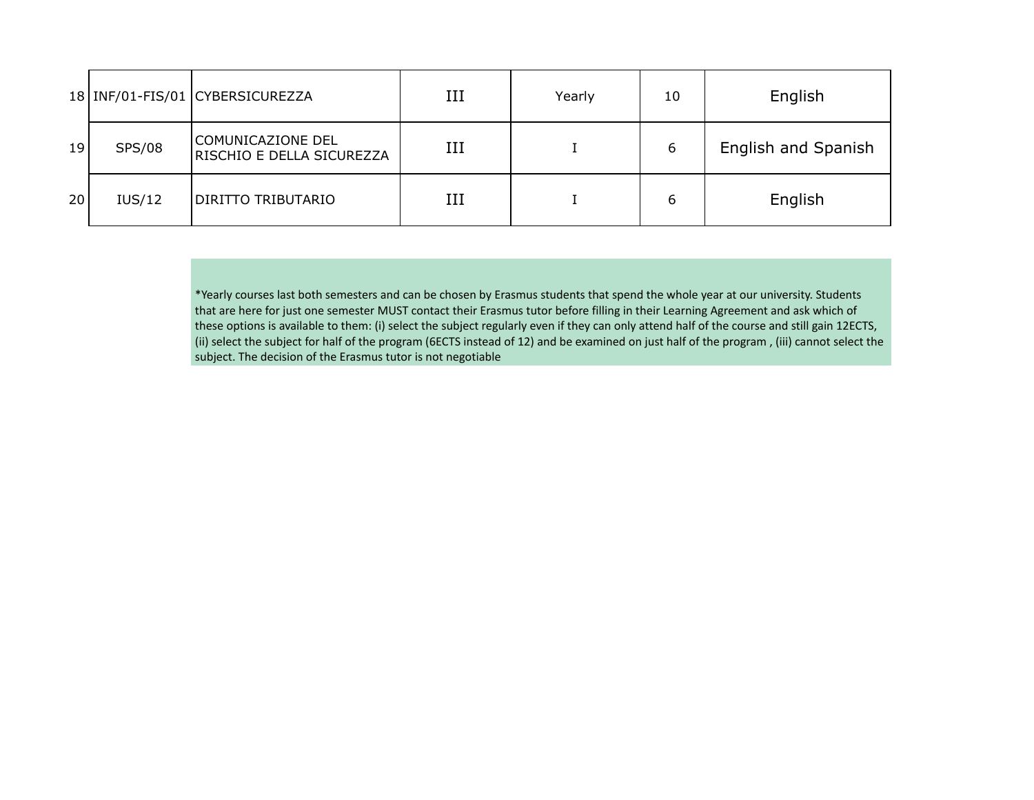| | | | | | | |
|---|---|---|---|---|---|---|
| 18 | INF/01-FIS/01 | CYBERSICUREZZA | III | Yearly | 10 | English |
| 19 | SPS/08 | COMUNICAZIONE DEL RISCHIO E DELLA SICUREZZA | III | I | 6 | English and Spanish |
| 20 | IUS/12 | DIRITTO TRIBUTARIO | III | I | 6 | English |

*Yearly courses last both semesters and can be chosen by Erasmus students that spend the whole year at our university. Students that are here for just one semester MUST contact their Erasmus tutor before filling in their Learning Agreement and ask which of these options is available to them: (i) select the subject regularly even if they can only attend half of the course and still gain 12ECTS, (ii) select the subject for half of the program (6ECTS instead of 12) and be examined on just half of the program , (iii) cannot select the subject. The decision of the Erasmus tutor is not negotiable